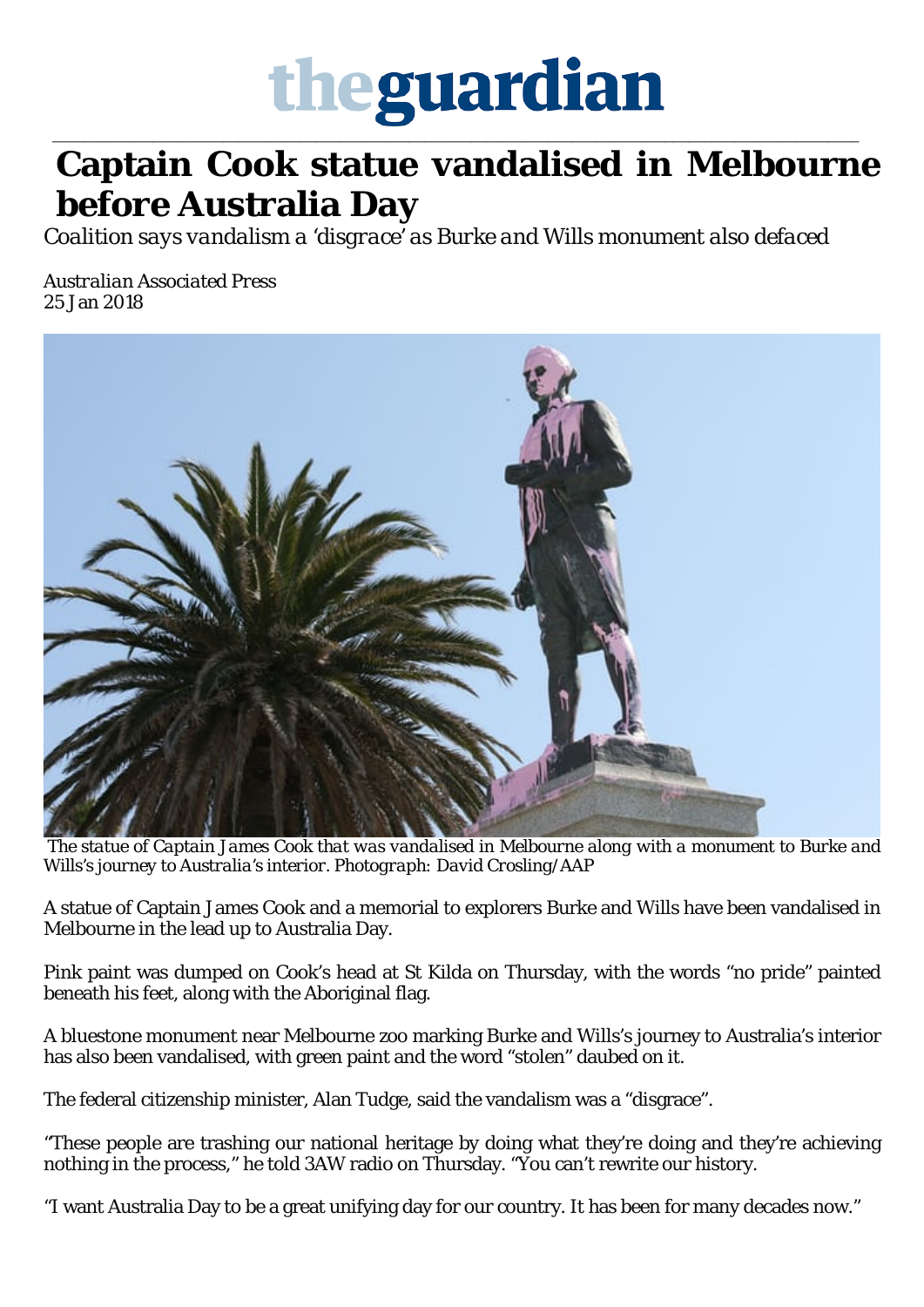theguardian

# Captain Cook statue vandalised in Melbourne before Australia Day

*Coalition says vandalism a 'disgrace' as Burke and Wills monument also defaced*

*Australian Associated Press*
*25 Jan 2018*

*The statue of Captain James Cook that was vandalised in Melbourne along with a monument to Burke and Wills's journey to Australia's interior. Photograph: David Crosling/AAP*

A statue of Captain James Cook and a memorial to explorers Burke and Wills have been vandalised in Melbourne in the lead up to Australia Day.

Pink paint was dumped on Cook's head at St Kilda on Thursday, with the words "no pride" painted beneath his feet, along with the Aboriginal flag.

A bluestone monument near Melbourne zoo marking Burke and Wills's journey to Australia's interior has also been vandalised, with green paint and the word "stolen" daubed on it.

The federal citizenship minister, Alan Tudge, said the vandalism was a "disgrace".

"These people are trashing our national heritage by doing what they're doing and they're achieving nothing in the process," he told 3AW radio on Thursday. "You can't rewrite our history.

"I want Australia Day to be a great unifying day for our country. It has been for many decades now."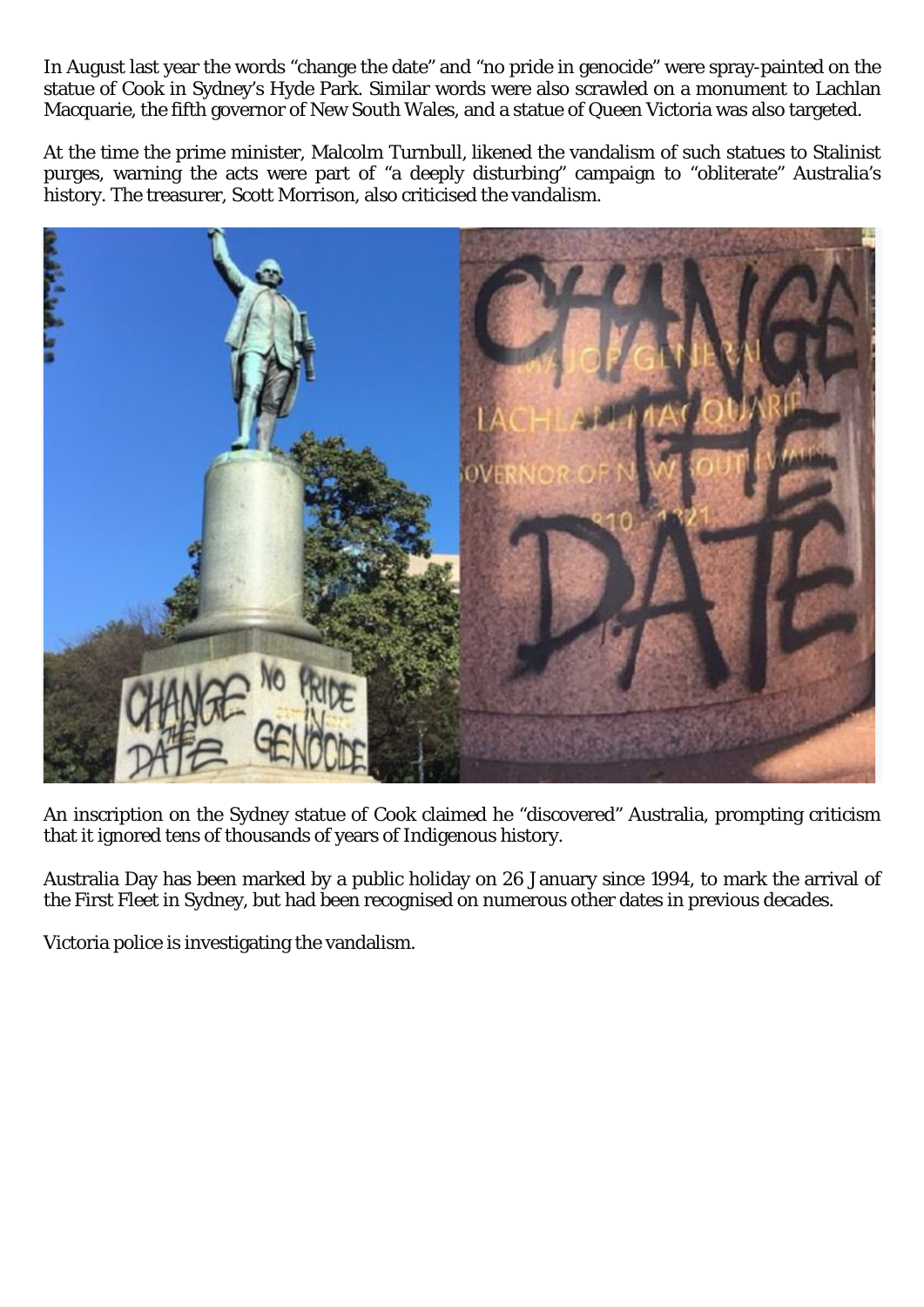In August last year the words "change the date" and "no pride in genocide" were spray-painted on the statue of Cook in Sydney's Hyde Park. Similar words were also scrawled on a monument to Lachlan Macquarie, the fifth governor of New South Wales, and a statue of Queen Victoria was also targeted.

At the time the prime minister, Malcolm Turnbull, likened the vandalism of such statues to Stalinist purges, warning the acts were part of "a deeply disturbing" campaign to "obliterate" Australia's history. The treasurer, Scott Morrison, also criticised the vandalism.

An inscription on the Sydney statue of Cook claimed he "discovered" Australia, prompting criticism that it ignored tens of thousands of years of Indigenous history.

Australia Day has been marked by a public holiday on 26 January since 1994, to mark the arrival of the First Fleet in Sydney, but had been recognised on numerous other dates in previous decades.

Victoria police is investigating the vandalism.